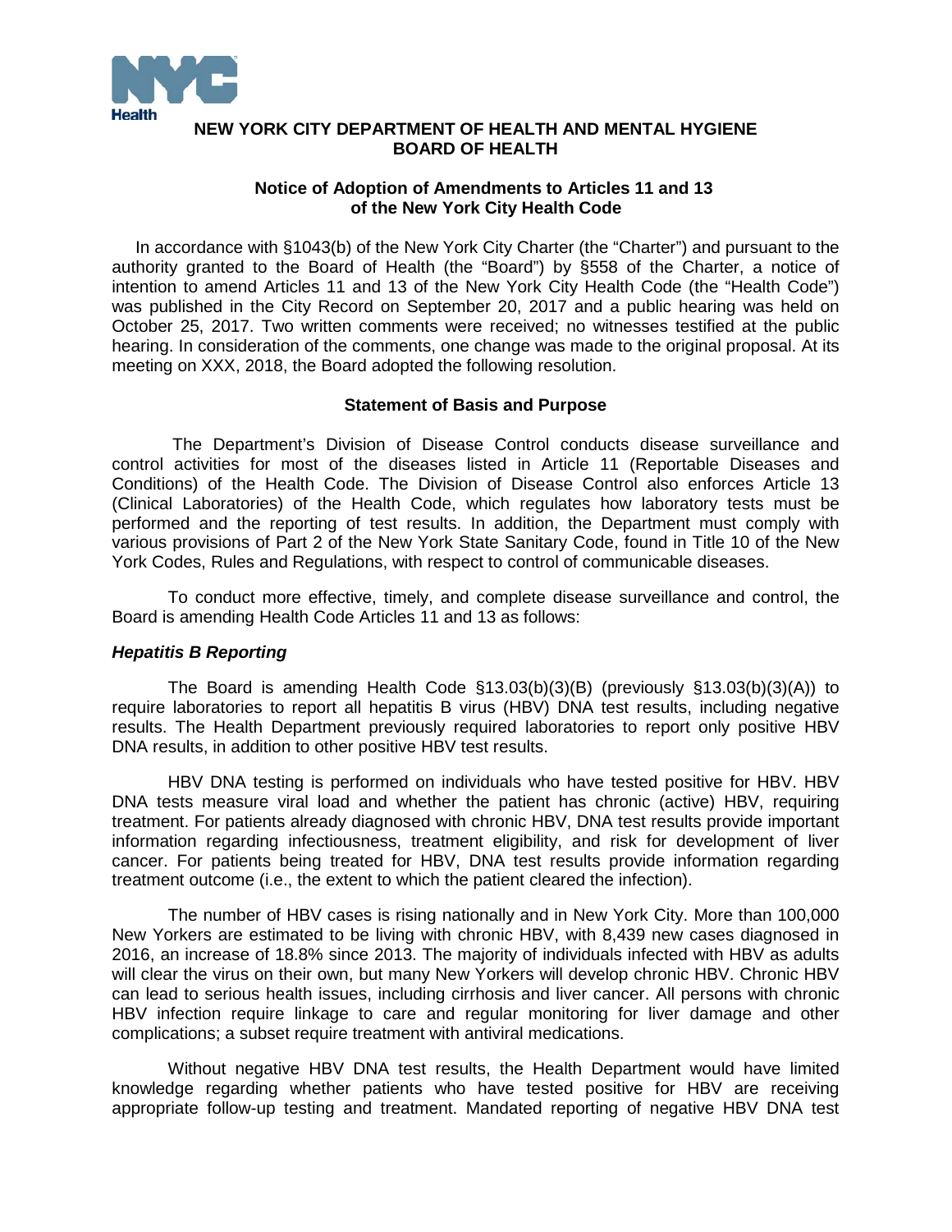**NEW YORK CITY DEPARTMENT OF HEALTH AND MENTAL HYGIENE**
**BOARD OF HEALTH**

## Notice of Adoption of Amendments to Articles 11 and 13 of the New York City Health Code

In accordance with §1043(b) of the New York City Charter (the "Charter") and pursuant to the authority granted to the Board of Health (the "Board") by §558 of the Charter, a notice of intention to amend Articles 11 and 13 of the New York City Health Code (the "Health Code") was published in the City Record on September 20, 2017 and a public hearing was held on October 25, 2017. Two written comments were received; no witnesses testified at the public hearing. In consideration of the comments, one change was made to the original proposal. At its meeting on XXX, 2018, the Board adopted the following resolution.

### Statement of Basis and Purpose

The Department's Division of Disease Control conducts disease surveillance and control activities for most of the diseases listed in Article 11 (Reportable Diseases and Conditions) of the Health Code. The Division of Disease Control also enforces Article 13 (Clinical Laboratories) of the Health Code, which regulates how laboratory tests must be performed and the reporting of test results. In addition, the Department must comply with various provisions of Part 2 of the New York State Sanitary Code, found in Title 10 of the New York Codes, Rules and Regulations, with respect to control of communicable diseases.

To conduct more effective, timely, and complete disease surveillance and control, the Board is amending Health Code Articles 11 and 13 as follows:

#### *Hepatitis B Reporting*

The Board is amending Health Code §13.03(b)(3)(B) (previously §13.03(b)(3)(A)) to require laboratories to report all hepatitis B virus (HBV) DNA test results, including negative results. The Health Department previously required laboratories to report only positive HBV DNA results, in addition to other positive HBV test results.

HBV DNA testing is performed on individuals who have tested positive for HBV. HBV DNA tests measure viral load and whether the patient has chronic (active) HBV, requiring treatment. For patients already diagnosed with chronic HBV, DNA test results provide important information regarding infectiousness, treatment eligibility, and risk for development of liver cancer. For patients being treated for HBV, DNA test results provide information regarding treatment outcome (i.e., the extent to which the patient cleared the infection).

The number of HBV cases is rising nationally and in New York City. More than 100,000 New Yorkers are estimated to be living with chronic HBV, with 8,439 new cases diagnosed in 2016, an increase of 18.8% since 2013. The majority of individuals infected with HBV as adults will clear the virus on their own, but many New Yorkers will develop chronic HBV. Chronic HBV can lead to serious health issues, including cirrhosis and liver cancer. All persons with chronic HBV infection require linkage to care and regular monitoring for liver damage and other complications; a subset require treatment with antiviral medications.

Without negative HBV DNA test results, the Health Department would have limited knowledge regarding whether patients who have tested positive for HBV are receiving appropriate follow-up testing and treatment. Mandated reporting of negative HBV DNA test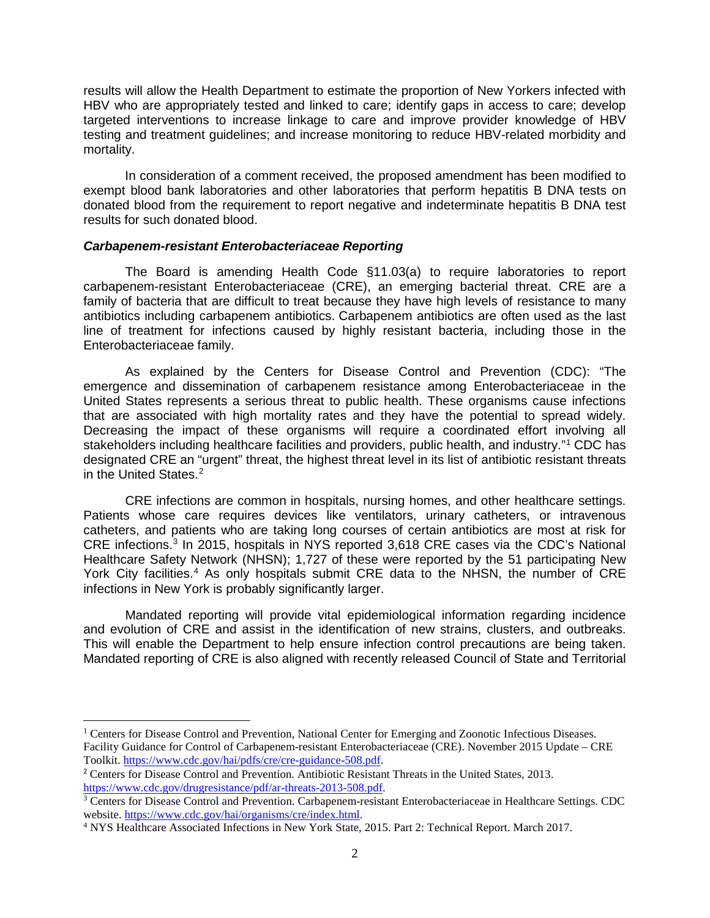results will allow the Health Department to estimate the proportion of New Yorkers infected with HBV who are appropriately tested and linked to care; identify gaps in access to care; develop targeted interventions to increase linkage to care and improve provider knowledge of HBV testing and treatment guidelines; and increase monitoring to reduce HBV-related morbidity and mortality.

In consideration of a comment received, the proposed amendment has been modified to exempt blood bank laboratories and other laboratories that perform hepatitis B DNA tests on donated blood from the requirement to report negative and indeterminate hepatitis B DNA test results for such donated blood.

***Carbapenem-resistant Enterobacteriaceae Reporting***

The Board is amending Health Code §11.03(a) to require laboratories to report carbapenem-resistant Enterobacteriaceae (CRE), an emerging bacterial threat. CRE are a family of bacteria that are difficult to treat because they have high levels of resistance to many antibiotics including carbapenem antibiotics. Carbapenem antibiotics are often used as the last line of treatment for infections caused by highly resistant bacteria, including those in the Enterobacteriaceae family.

As explained by the Centers for Disease Control and Prevention (CDC): "The emergence and dissemination of carbapenem resistance among Enterobacteriaceae in the United States represents a serious threat to public health. These organisms cause infections that are associated with high mortality rates and they have the potential to spread widely. Decreasing the impact of these organisms will require a coordinated effort involving all stakeholders including healthcare facilities and providers, public health, and industry."[1] CDC has designated CRE an "urgent" threat, the highest threat level in its list of antibiotic resistant threats in the United States.[2]

CRE infections are common in hospitals, nursing homes, and other healthcare settings. Patients whose care requires devices like ventilators, urinary catheters, or intravenous catheters, and patients who are taking long courses of certain antibiotics are most at risk for CRE infections.[3] In 2015, hospitals in NYS reported 3,618 CRE cases via the CDC's National Healthcare Safety Network (NHSN); 1,727 of these were reported by the 51 participating New York City facilities.[4] As only hospitals submit CRE data to the NHSN, the number of CRE infections in New York is probably significantly larger.

Mandated reporting will provide vital epidemiological information regarding incidence and evolution of CRE and assist in the identification of new strains, clusters, and outbreaks. This will enable the Department to help ensure infection control precautions are being taken. Mandated reporting of CRE is also aligned with recently released Council of State and Territorial

---

[1] Centers for Disease Control and Prevention, National Center for Emerging and Zoonotic Infectious Diseases. Facility Guidance for Control of Carbapenem-resistant Enterobacteriaceae (CRE). November 2015 Update – CRE Toolkit. https://www.cdc.gov/hai/pdfs/cre/cre-guidance-508.pdf.

[2] Centers for Disease Control and Prevention. Antibiotic Resistant Threats in the United States, 2013. https://www.cdc.gov/drugresistance/pdf/ar-threats-2013-508.pdf.

[3] Centers for Disease Control and Prevention. Carbapenem-resistant Enterobacteriaceae in Healthcare Settings. CDC website. https://www.cdc.gov/hai/organisms/cre/index.html.

[4] NYS Healthcare Associated Infections in New York State, 2015. Part 2: Technical Report. March 2017.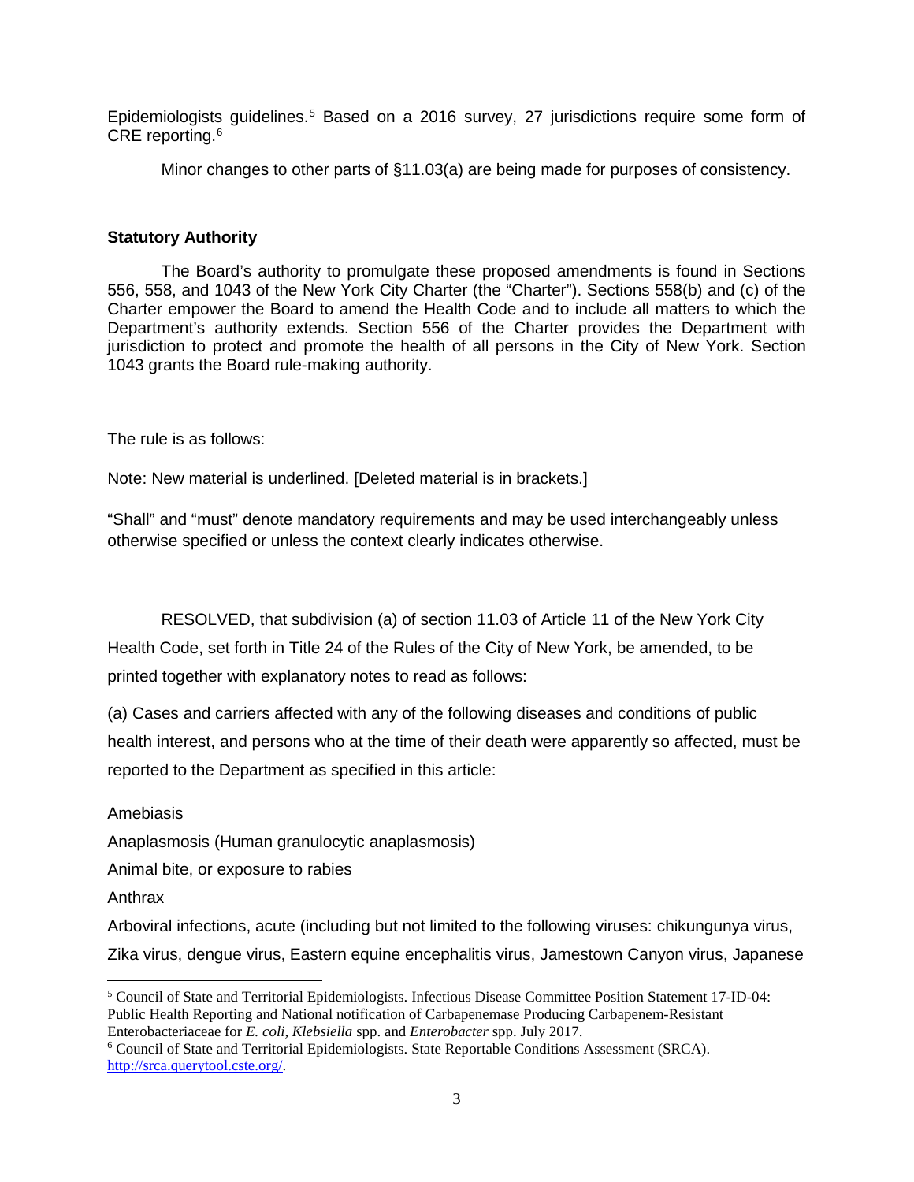Epidemiologists guidelines.[5] Based on a 2016 survey, 27 jurisdictions require some form of CRE reporting.[6]

Minor changes to other parts of §11.03(a) are being made for purposes of consistency.

**Statutory Authority**

The Board's authority to promulgate these proposed amendments is found in Sections 556, 558, and 1043 of the New York City Charter (the "Charter"). Sections 558(b) and (c) of the Charter empower the Board to amend the Health Code and to include all matters to which the Department's authority extends. Section 556 of the Charter provides the Department with jurisdiction to protect and promote the health of all persons in the City of New York. Section 1043 grants the Board rule-making authority.

The rule is as follows:

Note: New material is underlined. [Deleted material is in brackets.]

"Shall" and "must" denote mandatory requirements and may be used interchangeably unless otherwise specified or unless the context clearly indicates otherwise.

RESOLVED, that subdivision (a) of section 11.03 of Article 11 of the New York City Health Code, set forth in Title 24 of the Rules of the City of New York, be amended, to be printed together with explanatory notes to read as follows:

(a) Cases and carriers affected with any of the following diseases and conditions of public health interest, and persons who at the time of their death were apparently so affected, must be reported to the Department as specified in this article:

Amebiasis

Anaplasmosis (Human granulocytic anaplasmosis)

Animal bite, or exposure to rabies

Anthrax

Arboviral infections, acute (including but not limited to the following viruses: chikungunya virus, Zika virus, dengue virus, Eastern equine encephalitis virus, Jamestown Canyon virus, Japanese

---

[5] Council of State and Territorial Epidemiologists. Infectious Disease Committee Position Statement 17-ID-04: Public Health Reporting and National notification of Carbapenemase Producing Carbapenem-Resistant Enterobacteriaceae for *E. coli*, *Klebsiella* spp. and *Enterobacter* spp. July 2017.

[6] Council of State and Territorial Epidemiologists. State Reportable Conditions Assessment (SRCA). http://srca.querytool.cste.org/.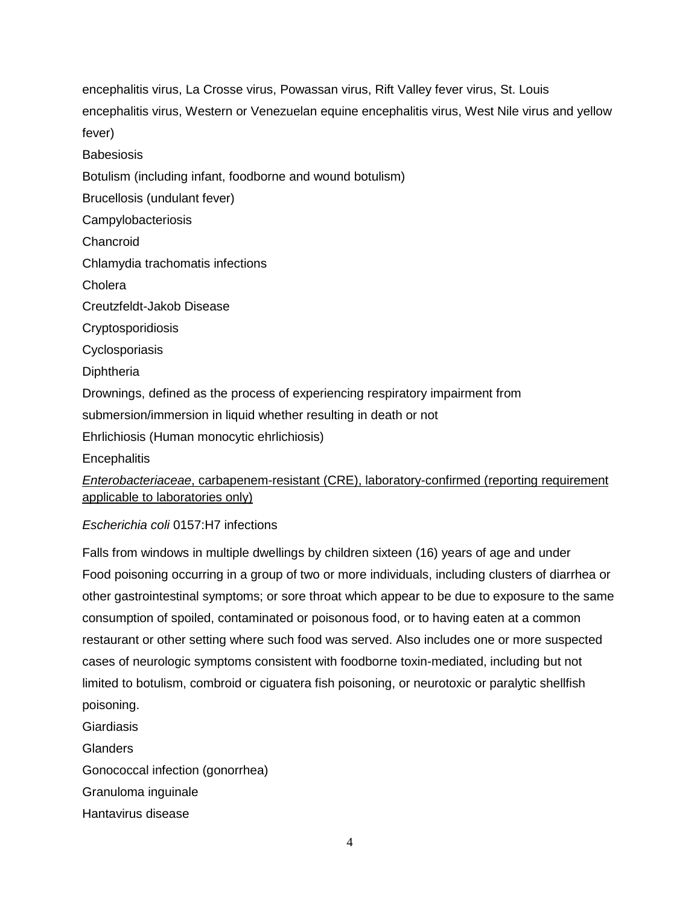encephalitis virus, La Crosse virus, Powassan virus, Rift Valley fever virus, St. Louis encephalitis virus, Western or Venezuelan equine encephalitis virus, West Nile virus and yellow fever)

Babesiosis

Botulism (including infant, foodborne and wound botulism)

Brucellosis (undulant fever)

Campylobacteriosis

Chancroid

Chlamydia trachomatis infections

Cholera

Creutzfeldt-Jakob Disease

Cryptosporidiosis

Cyclosporiasis

Diphtheria

Drownings, defined as the process of experiencing respiratory impairment from submersion/immersion in liquid whether resulting in death or not

Ehrlichiosis (Human monocytic ehrlichiosis)

Encephalitis

<u>*Enterobacteriaceae*, carbapenem-resistant (CRE), laboratory-confirmed (reporting requirement applicable to laboratories only)</u>

*Escherichia coli* 0157:H7 infections

Falls from windows in multiple dwellings by children sixteen (16) years of age and under

Food poisoning occurring in a group of two or more individuals, including clusters of diarrhea or other gastrointestinal symptoms; or sore throat which appear to be due to exposure to the same consumption of spoiled, contaminated or poisonous food, or to having eaten at a common restaurant or other setting where such food was served. Also includes one or more suspected cases of neurologic symptoms consistent with foodborne toxin-mediated, including but not limited to botulism, combroid or ciguatera fish poisoning, or neurotoxic or paralytic shellfish poisoning.

Giardiasis

Glanders

Gonococcal infection (gonorrhea)

Granuloma inguinale

Hantavirus disease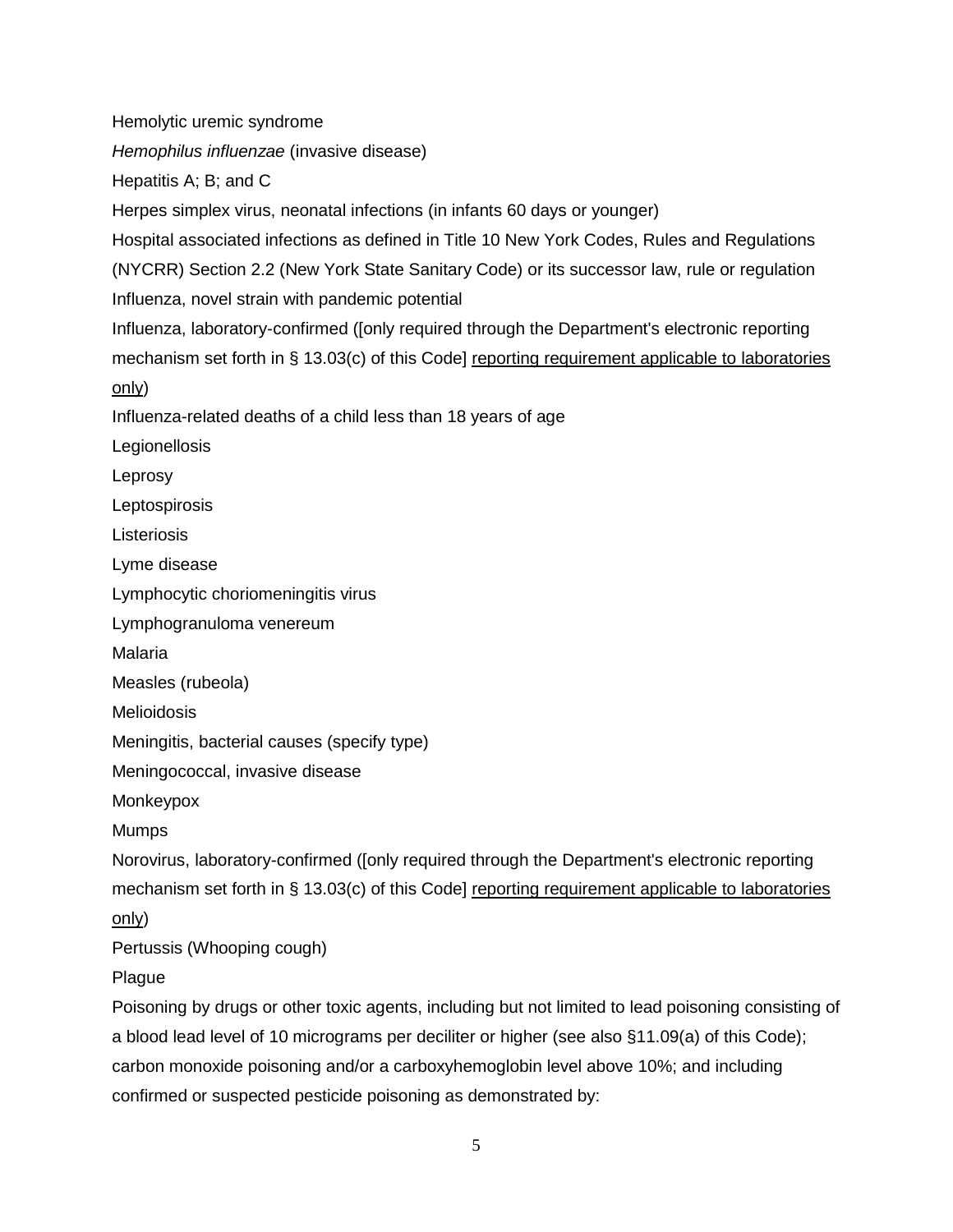Hemolytic uremic syndrome

*Hemophilus influenzae* (invasive disease)

Hepatitis A; B; and C

Herpes simplex virus, neonatal infections (in infants 60 days or younger)

Hospital associated infections as defined in Title 10 New York Codes, Rules and Regulations (NYCRR) Section 2.2 (New York State Sanitary Code) or its successor law, rule or regulation

Influenza, novel strain with pandemic potential

Influenza, laboratory-confirmed ([only required through the Department's electronic reporting mechanism set forth in § 13.03(c) of this Code] <u>reporting requirement applicable to laboratories only</u>)

Influenza-related deaths of a child less than 18 years of age

Legionellosis

Leprosy

Leptospirosis

Listeriosis

Lyme disease

Lymphocytic choriomeningitis virus

Lymphogranuloma venereum

Malaria

Measles (rubeola)

Melioidosis

Meningitis, bacterial causes (specify type)

Meningococcal, invasive disease

Monkeypox

Mumps

Norovirus, laboratory-confirmed ([only required through the Department's electronic reporting mechanism set forth in § 13.03(c) of this Code] <u>reporting requirement applicable to laboratories only</u>)

Pertussis (Whooping cough)

Plague

Poisoning by drugs or other toxic agents, including but not limited to lead poisoning consisting of a blood lead level of 10 micrograms per deciliter or higher (see also §11.09(a) of this Code); carbon monoxide poisoning and/or a carboxyhemoglobin level above 10%; and including confirmed or suspected pesticide poisoning as demonstrated by: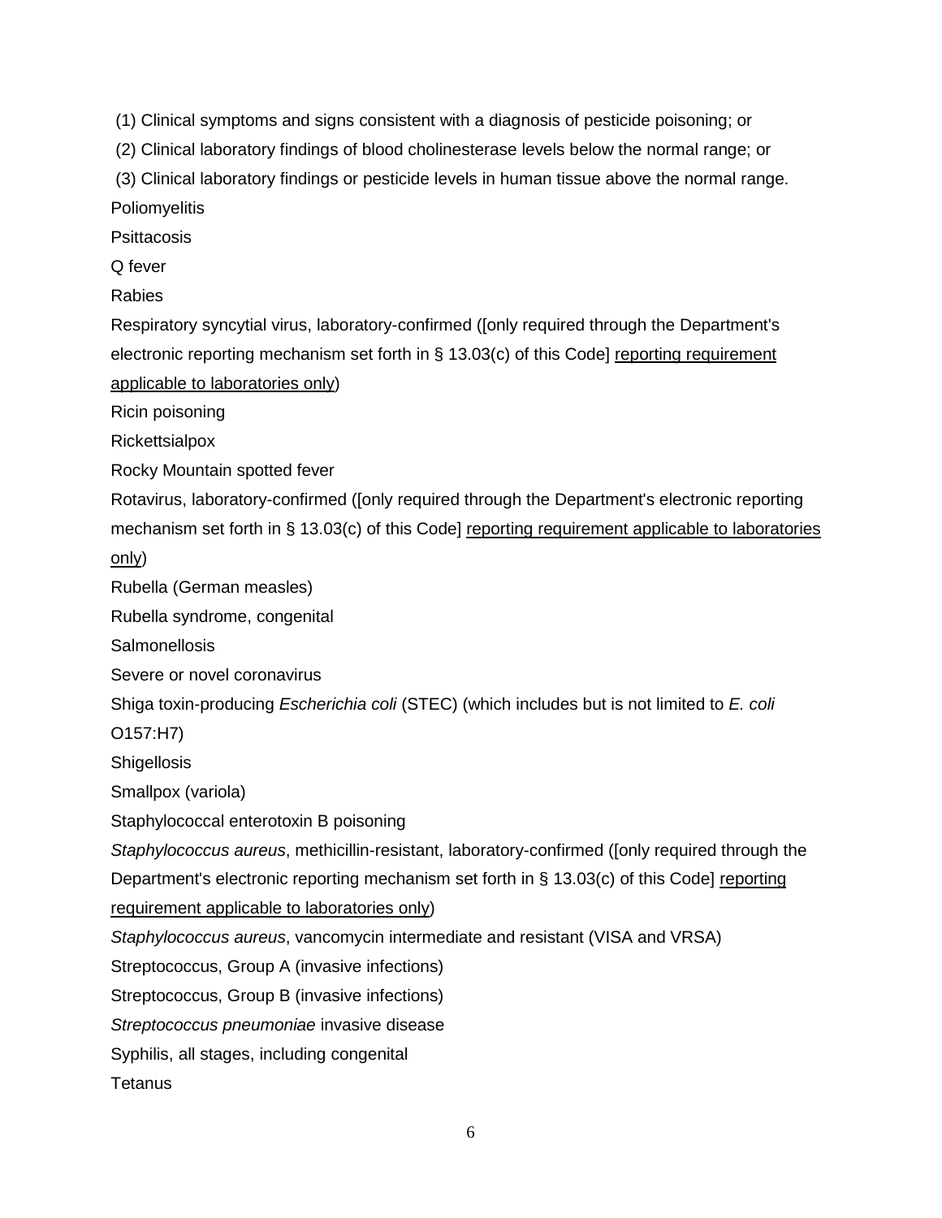(1) Clinical symptoms and signs consistent with a diagnosis of pesticide poisoning; or

(2) Clinical laboratory findings of blood cholinesterase levels below the normal range; or

(3) Clinical laboratory findings or pesticide levels in human tissue above the normal range.

Poliomyelitis

Psittacosis

Q fever

Rabies

Respiratory syncytial virus, laboratory-confirmed ([only required through the Department's electronic reporting mechanism set forth in § 13.03(c) of this Code] <u>reporting requirement applicable to laboratories only</u>)

Ricin poisoning

Rickettsialpox

Rocky Mountain spotted fever

Rotavirus, laboratory-confirmed ([only required through the Department's electronic reporting mechanism set forth in § 13.03(c) of this Code] <u>reporting requirement applicable to laboratories only</u>)

Rubella (German measles)

Rubella syndrome, congenital

Salmonellosis

Severe or novel coronavirus

Shiga toxin-producing *Escherichia coli* (STEC) (which includes but is not limited to *E. coli* O157:H7)

Shigellosis

Smallpox (variola)

Staphylococcal enterotoxin B poisoning

*Staphylococcus aureus*, methicillin-resistant, laboratory-confirmed ([only required through the Department's electronic reporting mechanism set forth in § 13.03(c) of this Code] <u>reporting requirement applicable to laboratories only</u>)

*Staphylococcus aureus*, vancomycin intermediate and resistant (VISA and VRSA)

Streptococcus, Group A (invasive infections)

Streptococcus, Group B (invasive infections)

*Streptococcus pneumoniae* invasive disease

Syphilis, all stages, including congenital

Tetanus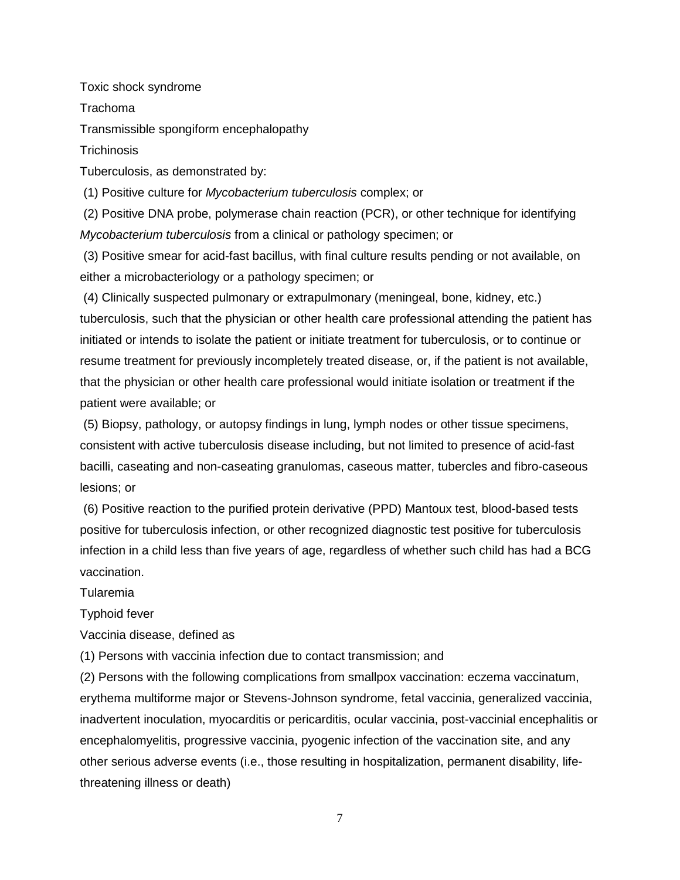Toxic shock syndrome

Trachoma

Transmissible spongiform encephalopathy

Trichinosis

Tuberculosis, as demonstrated by:

(1) Positive culture for *Mycobacterium tuberculosis* complex; or

(2) Positive DNA probe, polymerase chain reaction (PCR), or other technique for identifying *Mycobacterium tuberculosis* from a clinical or pathology specimen; or

(3) Positive smear for acid-fast bacillus, with final culture results pending or not available, on either a microbacteriology or a pathology specimen; or

(4) Clinically suspected pulmonary or extrapulmonary (meningeal, bone, kidney, etc.) tuberculosis, such that the physician or other health care professional attending the patient has initiated or intends to isolate the patient or initiate treatment for tuberculosis, or to continue or resume treatment for previously incompletely treated disease, or, if the patient is not available, that the physician or other health care professional would initiate isolation or treatment if the patient were available; or

(5) Biopsy, pathology, or autopsy findings in lung, lymph nodes or other tissue specimens, consistent with active tuberculosis disease including, but not limited to presence of acid-fast bacilli, caseating and non-caseating granulomas, caseous matter, tubercles and fibro-caseous lesions; or

(6) Positive reaction to the purified protein derivative (PPD) Mantoux test, blood-based tests positive for tuberculosis infection, or other recognized diagnostic test positive for tuberculosis infection in a child less than five years of age, regardless of whether such child has had a BCG vaccination.

Tularemia

Typhoid fever

Vaccinia disease, defined as

(1) Persons with vaccinia infection due to contact transmission; and

(2) Persons with the following complications from smallpox vaccination: eczema vaccinatum, erythema multiforme major or Stevens-Johnson syndrome, fetal vaccinia, generalized vaccinia, inadvertent inoculation, myocarditis or pericarditis, ocular vaccinia, post-vaccinial encephalitis or encephalomyelitis, progressive vaccinia, pyogenic infection of the vaccination site, and any other serious adverse events (i.e., those resulting in hospitalization, permanent disability, life-threatening illness or death)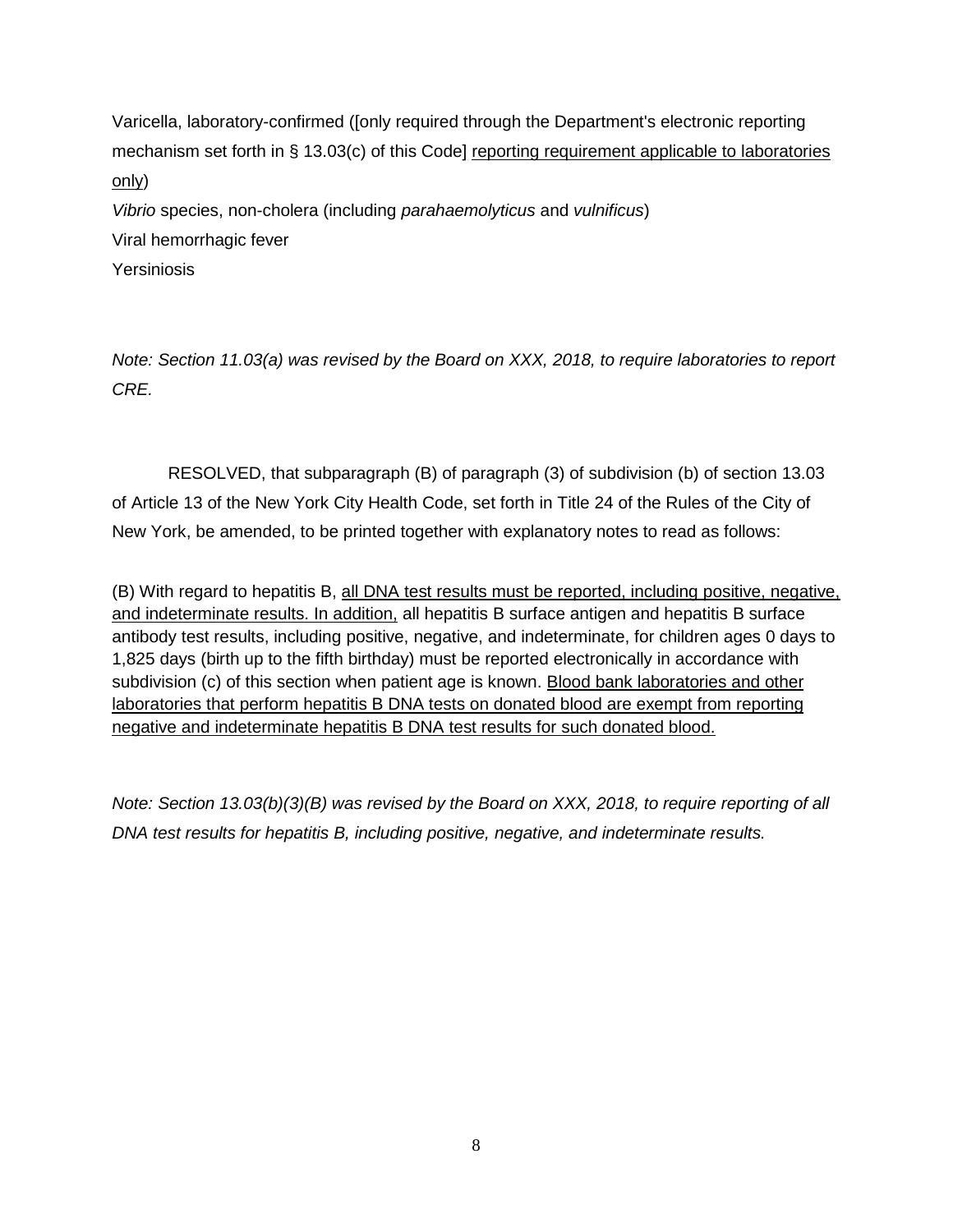Varicella, laboratory-confirmed ([only required through the Department's electronic reporting mechanism set forth in § 13.03(c) of this Code] <u>reporting requirement applicable to laboratories only</u>)

*Vibrio* species, non-cholera (including *parahaemolyticus* and *vulnificus*)

Viral hemorrhagic fever

Yersiniosis

*Note: Section 11.03(a) was revised by the Board on XXX, 2018, to require laboratories to report CRE.*

RESOLVED, that subparagraph (B) of paragraph (3) of subdivision (b) of section 13.03 of Article 13 of the New York City Health Code, set forth in Title 24 of the Rules of the City of New York, be amended, to be printed together with explanatory notes to read as follows:

(B) With regard to hepatitis B, <u>all DNA test results must be reported, including positive, negative, and indeterminate results. In addition,</u> all hepatitis B surface antigen and hepatitis B surface antibody test results, including positive, negative, and indeterminate, for children ages 0 days to 1,825 days (birth up to the fifth birthday) must be reported electronically in accordance with subdivision (c) of this section when patient age is known. <u>Blood bank laboratories and other laboratories that perform hepatitis B DNA tests on donated blood are exempt from reporting negative and indeterminate hepatitis B DNA test results for such donated blood.</u>

*Note: Section 13.03(b)(3)(B) was revised by the Board on XXX, 2018, to require reporting of all DNA test results for hepatitis B, including positive, negative, and indeterminate results.*